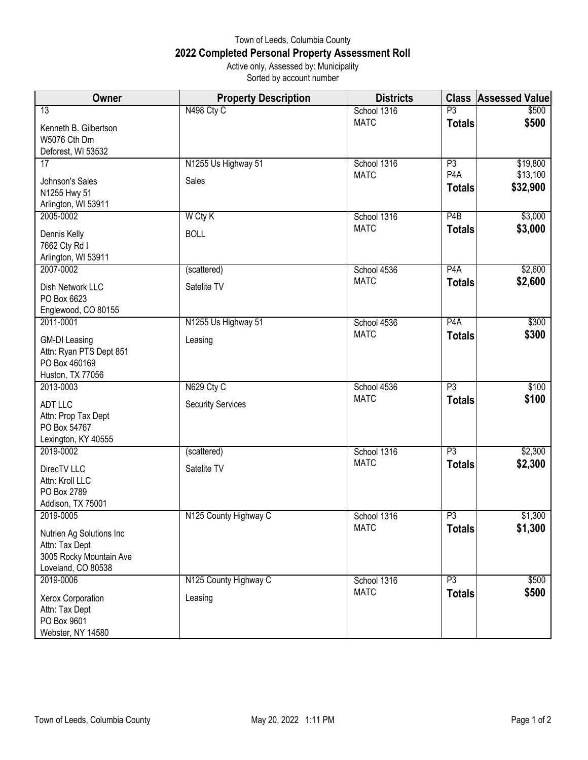Town of Leeds, Columbia County

# 2022 Completed Personal Property Assessment Roll

Active only, Assessed by: Municipality

Sorted by account number

| Owner | Property Description | Districts | Class | Assessed Value |
|---|---|---|---|---|
| 13<br>Kenneth B. Gilbertson<br>W5076 Cth Dm<br>Deforest, WI 53532 | N498 Cty C | School 1316<br>MATC | P3<br>**Totals** | $500<br>**$500** |
| 17<br>Johnson's Sales<br>N1255 Hwy 51<br>Arlington, WI 53911 | N1255 Us Highway 51<br>Sales | School 1316<br>MATC | P3<br>P4A<br>**Totals** | $19,800<br>$13,100<br>**$32,900** |
| 2005-0002<br>Dennis Kelly<br>7662 Cty Rd I<br>Arlington, WI 53911 | W Cty K<br>BOLL | School 1316<br>MATC | P4B<br>**Totals** | $3,000<br>**$3,000** |
| 2007-0002<br>Dish Network LLC<br>PO Box 6623<br>Englewood, CO 80155 | (scattered)<br>Satelite TV | School 4536<br>MATC | P4A<br>**Totals** | $2,600<br>**$2,600** |
| 2011-0001<br>GM-DI Leasing<br>Attn: Ryan PTS Dept 851<br>PO Box 460169<br>Huston, TX 77056 | N1255 Us Highway 51<br>Leasing | School 4536<br>MATC | P4A<br>**Totals** | $300<br>**$300** |
| 2013-0003<br>ADT LLC<br>Attn: Prop Tax Dept<br>PO Box 54767<br>Lexington, KY 40555 | N629 Cty C<br>Security Services | School 4536<br>MATC | P3<br>**Totals** | $100<br>**$100** |
| 2019-0002<br>DirecTV LLC<br>Attn: Kroll LLC<br>PO Box 2789<br>Addison, TX 75001 | (scattered)<br>Satelite TV | School 1316<br>MATC | P3<br>**Totals** | $2,300<br>**$2,300** |
| 2019-0005<br>Nutrien Ag Solutions Inc<br>Attn: Tax Dept<br>3005 Rocky Mountain Ave<br>Loveland, CO 80538 | N125 County Highway C | School 1316<br>MATC | P3<br>**Totals** | $1,300<br>**$1,300** |
| 2019-0006<br>Xerox Corporation<br>Attn: Tax Dept<br>PO Box 9601<br>Webster, NY 14580 | N125 County Highway C<br>Leasing | School 1316<br>MATC | P3<br>**Totals** | $500<br>**$500** |

Town of Leeds, Columbia County May 20, 2022 1:11 PM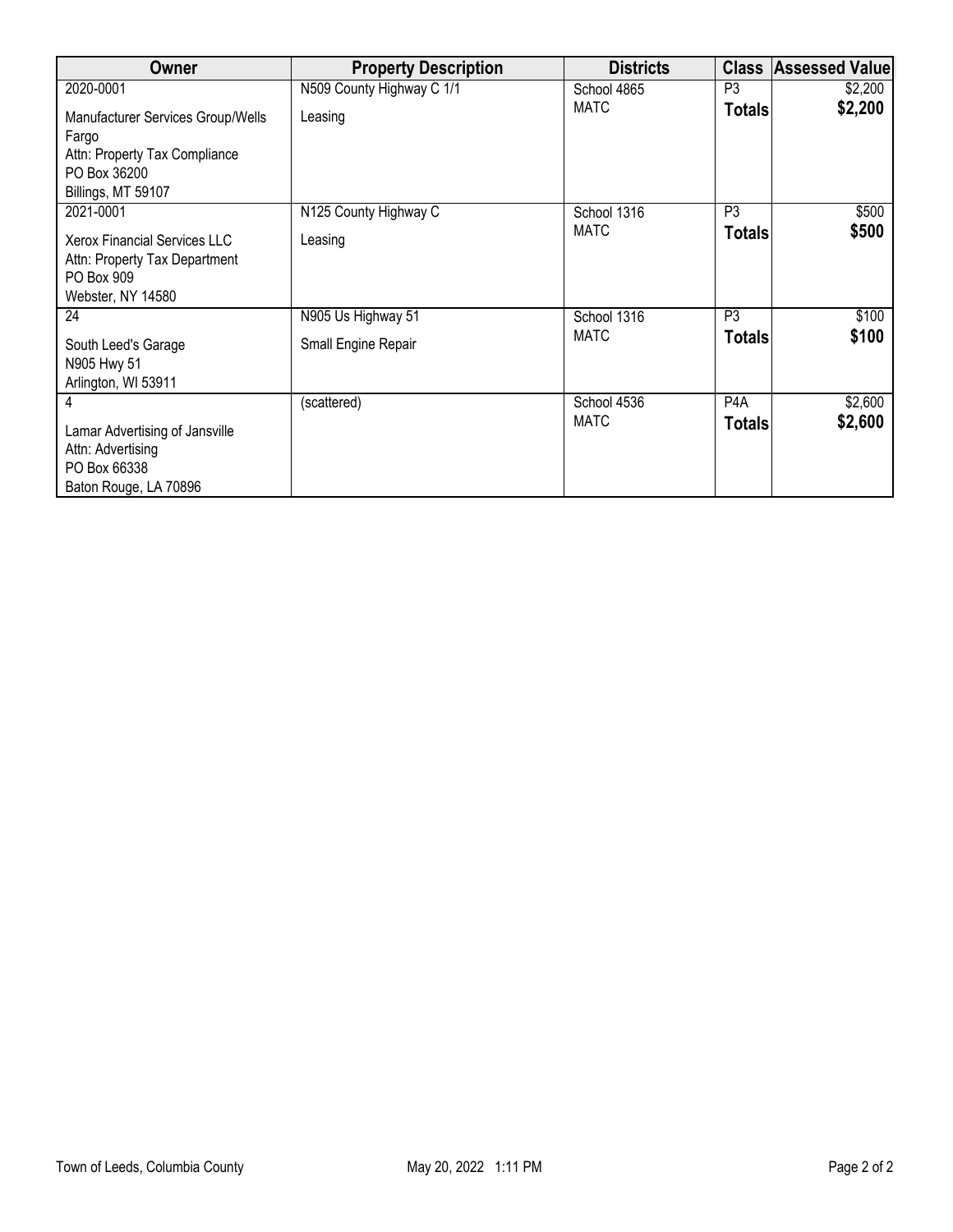| Owner | Property Description | Districts | Class | Assessed Value |
|---|---|---|---|---|
| 2020-0001<br>Manufacturer Services Group/Wells Fargo<br>Attn: Property Tax Compliance<br>PO Box 36200<br>Billings, MT 59107 | N509 County Highway C 1/1<br>Leasing | School 4865<br>MATC | P3<br>**Totals** | $2,200<br>**$2,200** |
| 2021-0001<br>Xerox Financial Services LLC<br>Attn: Property Tax Department<br>PO Box 909<br>Webster, NY 14580 | N125 County Highway C<br>Leasing | School 1316<br>MATC | P3<br>**Totals** | $500<br>**$500** |
| 24<br>South Leed's Garage<br>N905 Hwy 51<br>Arlington, WI 53911 | N905 Us Highway 51<br>Small Engine Repair | School 1316<br>MATC | P3<br>**Totals** | $100<br>**$100** |
| 4<br>Lamar Advertising of Jansville<br>Attn: Advertising<br>PO Box 66338<br>Baton Rouge, LA 70896 | (scattered) | School 4536<br>MATC | P4A<br>**Totals** | $2,600<br>**$2,600** |

Town of Leeds, Columbia County　　May 20, 2022 1:11 PM